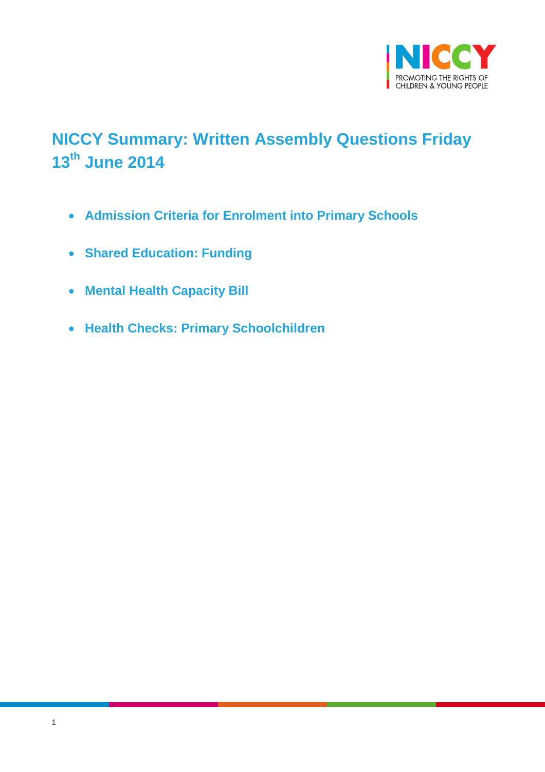# NICCY Summary: Written Assembly Questions Friday 13th June 2014

- **Admission Criteria for Enrolment into Primary Schools**
- **Shared Education: Funding**
- **Mental Health Capacity Bill**
- **Health Checks: Primary Schoolchildren**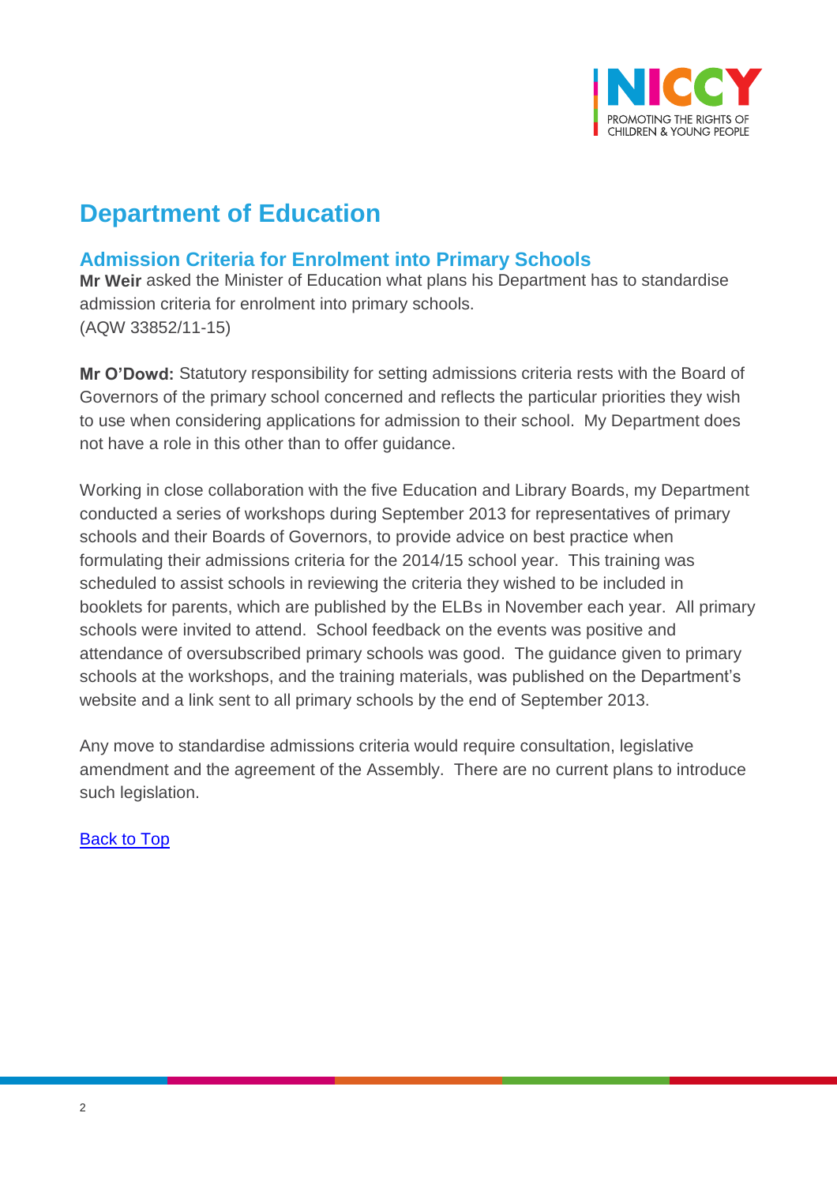# Department of Education

## Admission Criteria for Enrolment into Primary Schools

**Mr Weir** asked the Minister of Education what plans his Department has to standardise admission criteria for enrolment into primary schools.
(AQW 33852/11-15)

**Mr O'Dowd:** Statutory responsibility for setting admissions criteria rests with the Board of Governors of the primary school concerned and reflects the particular priorities they wish to use when considering applications for admission to their school. My Department does not have a role in this other than to offer guidance.

Working in close collaboration with the five Education and Library Boards, my Department conducted a series of workshops during September 2013 for representatives of primary schools and their Boards of Governors, to provide advice on best practice when formulating their admissions criteria for the 2014/15 school year. This training was scheduled to assist schools in reviewing the criteria they wished to be included in booklets for parents, which are published by the ELBs in November each year. All primary schools were invited to attend. School feedback on the events was positive and attendance of oversubscribed primary schools was good. The guidance given to primary schools at the workshops, and the training materials, was published on the Department's website and a link sent to all primary schools by the end of September 2013.

Any move to standardise admissions criteria would require consultation, legislative amendment and the agreement of the Assembly. There are no current plans to introduce such legislation.

Back to Top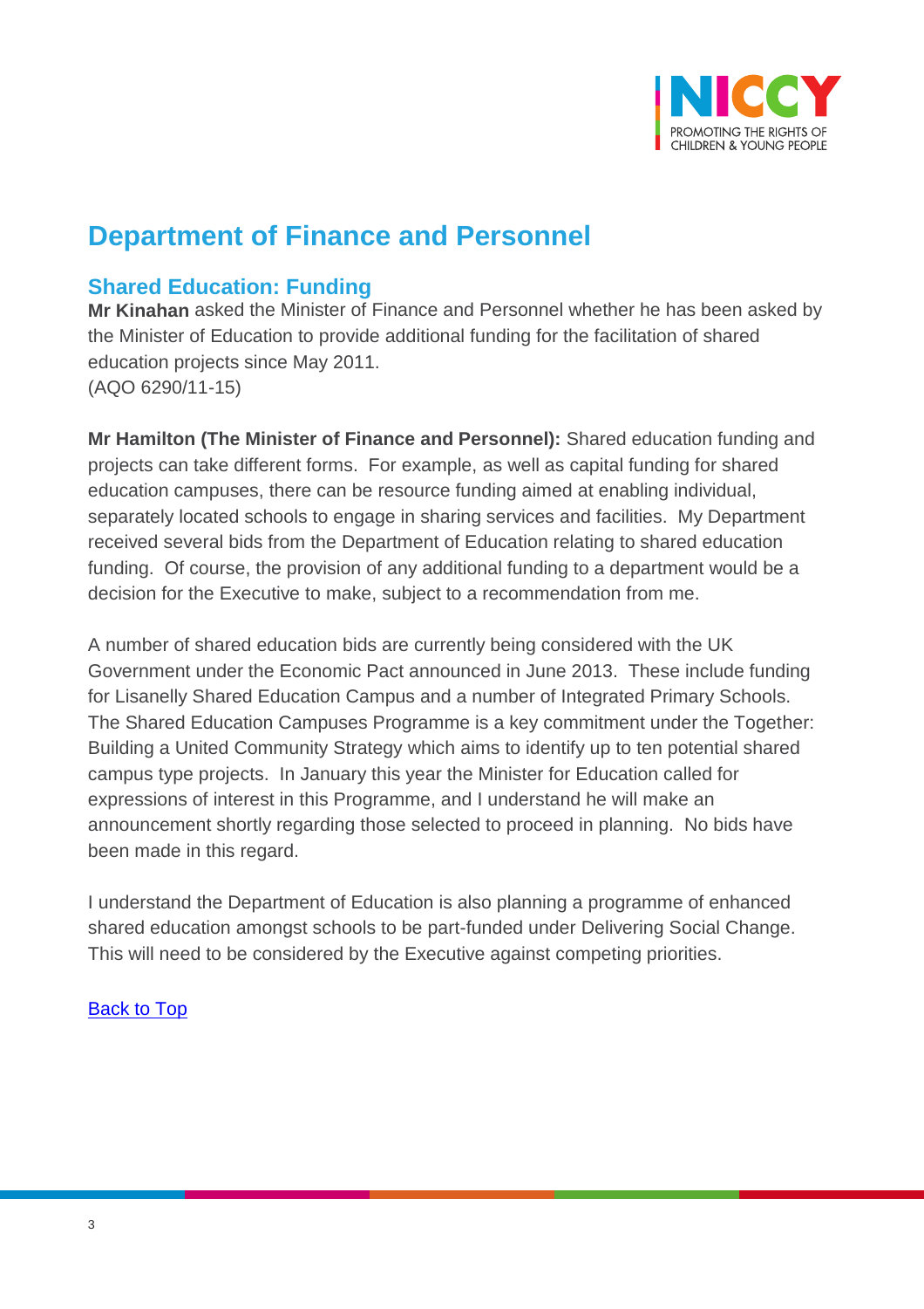## Department of Finance and Personnel

### Shared Education: Funding

**Mr Kinahan** asked the Minister of Finance and Personnel whether he has been asked by the Minister of Education to provide additional funding for the facilitation of shared education projects since May 2011.
(AQO 6290/11-15)

**Mr Hamilton (The Minister of Finance and Personnel):** Shared education funding and projects can take different forms. For example, as well as capital funding for shared education campuses, there can be resource funding aimed at enabling individual, separately located schools to engage in sharing services and facilities. My Department received several bids from the Department of Education relating to shared education funding. Of course, the provision of any additional funding to a department would be a decision for the Executive to make, subject to a recommendation from me.

A number of shared education bids are currently being considered with the UK Government under the Economic Pact announced in June 2013. These include funding for Lisanelly Shared Education Campus and a number of Integrated Primary Schools. The Shared Education Campuses Programme is a key commitment under the Together: Building a United Community Strategy which aims to identify up to ten potential shared campus type projects. In January this year the Minister for Education called for expressions of interest in this Programme, and I understand he will make an announcement shortly regarding those selected to proceed in planning. No bids have been made in this regard.

I understand the Department of Education is also planning a programme of enhanced shared education amongst schools to be part-funded under Delivering Social Change. This will need to be considered by the Executive against competing priorities.

Back to Top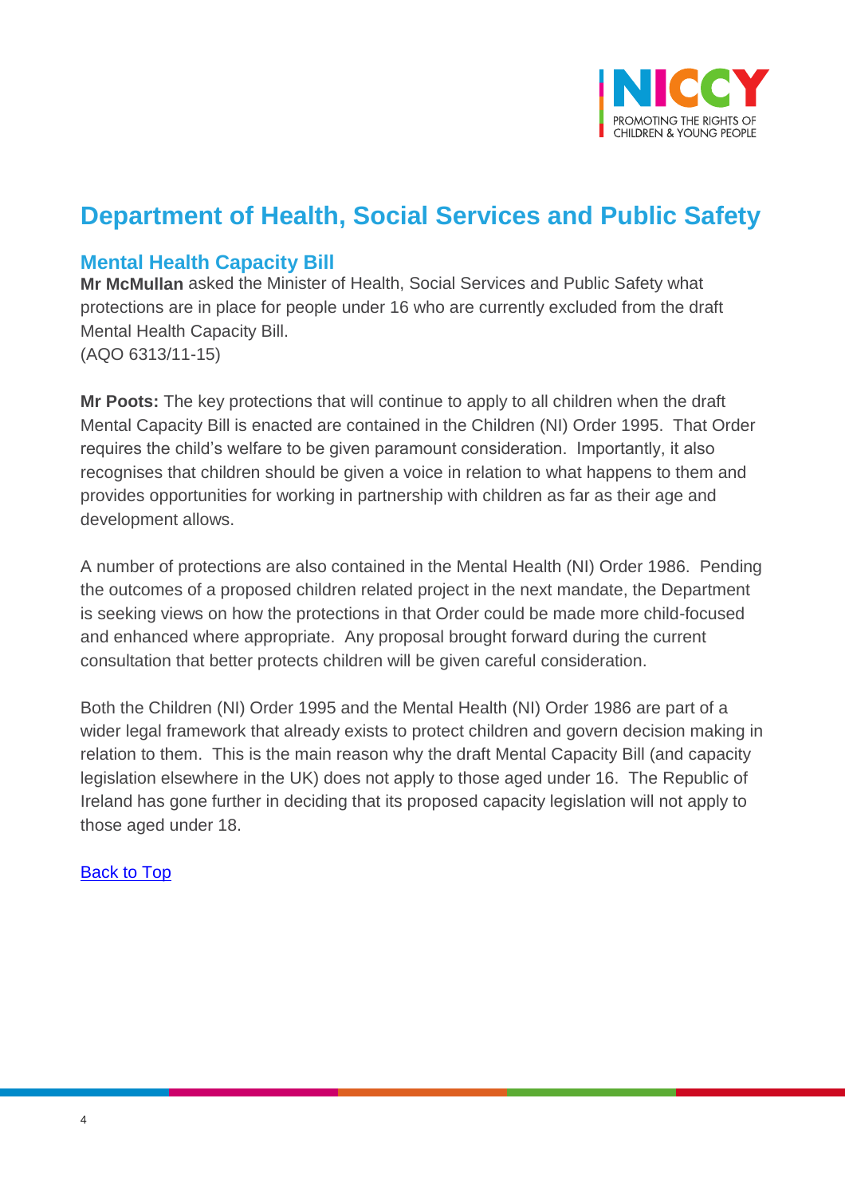# Department of Health, Social Services and Public Safety

## Mental Health Capacity Bill

**Mr McMullan** asked the Minister of Health, Social Services and Public Safety what protections are in place for people under 16 who are currently excluded from the draft Mental Health Capacity Bill.
(AQO 6313/11-15)

**Mr Poots:** The key protections that will continue to apply to all children when the draft Mental Capacity Bill is enacted are contained in the Children (NI) Order 1995. That Order requires the child's welfare to be given paramount consideration. Importantly, it also recognises that children should be given a voice in relation to what happens to them and provides opportunities for working in partnership with children as far as their age and development allows.

A number of protections are also contained in the Mental Health (NI) Order 1986. Pending the outcomes of a proposed children related project in the next mandate, the Department is seeking views on how the protections in that Order could be made more child-focused and enhanced where appropriate. Any proposal brought forward during the current consultation that better protects children will be given careful consideration.

Both the Children (NI) Order 1995 and the Mental Health (NI) Order 1986 are part of a wider legal framework that already exists to protect children and govern decision making in relation to them. This is the main reason why the draft Mental Capacity Bill (and capacity legislation elsewhere in the UK) does not apply to those aged under 16. The Republic of Ireland has gone further in deciding that its proposed capacity legislation will not apply to those aged under 18.

Back to Top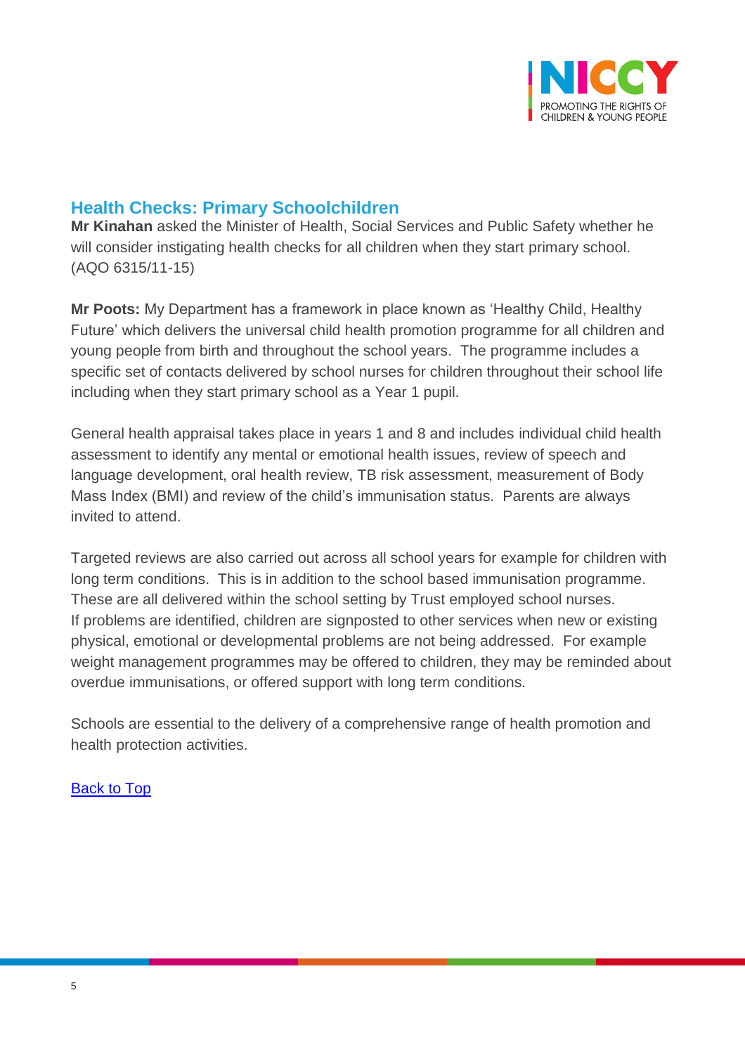## Health Checks: Primary Schoolchildren

**Mr Kinahan** asked the Minister of Health, Social Services and Public Safety whether he will consider instigating health checks for all children when they start primary school. (AQO 6315/11-15)

**Mr Poots:** My Department has a framework in place known as 'Healthy Child, Healthy Future' which delivers the universal child health promotion programme for all children and young people from birth and throughout the school years. The programme includes a specific set of contacts delivered by school nurses for children throughout their school life including when they start primary school as a Year 1 pupil.

General health appraisal takes place in years 1 and 8 and includes individual child health assessment to identify any mental or emotional health issues, review of speech and language development, oral health review, TB risk assessment, measurement of Body Mass Index (BMI) and review of the child's immunisation status. Parents are always invited to attend.

Targeted reviews are also carried out across all school years for example for children with long term conditions. This is in addition to the school based immunisation programme. These are all delivered within the school setting by Trust employed school nurses. If problems are identified, children are signposted to other services when new or existing physical, emotional or developmental problems are not being addressed. For example weight management programmes may be offered to children, they may be reminded about overdue immunisations, or offered support with long term conditions.

Schools are essential to the delivery of a comprehensive range of health promotion and health protection activities.

Back to Top